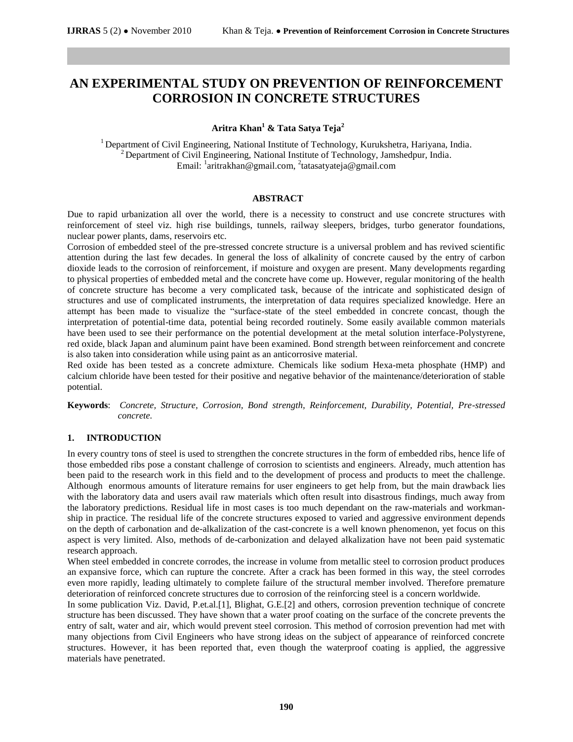# AN EXPERIMENTAL STUDY ON PREVENTION OF REINFORCEMENT CORROSION IN CONCRETE STRUCTURES

**Aritra Khan[1] & Tata Satya Teja[2]**

[1] Department of Civil Engineering, National Institute of Technology, Kurukshetra, Hariyana, India.
[2] Department of Civil Engineering, National Institute of Technology, Jamshedpur, India.
Email: [1]aritrakhan@gmail.com, [2]tatasatyateja@gmail.com

## ABSTRACT

Due to rapid urbanization all over the world, there is a necessity to construct and use concrete structures with reinforcement of steel viz. high rise buildings, tunnels, railway sleepers, bridges, turbo generator foundations, nuclear power plants, dams, reservoirs etc.

Corrosion of embedded steel of the pre-stressed concrete structure is a universal problem and has revived scientific attention during the last few decades. In general the loss of alkalinity of concrete caused by the entry of carbon dioxide leads to the corrosion of reinforcement, if moisture and oxygen are present. Many developments regarding to physical properties of embedded metal and the concrete have come up. However, regular monitoring of the health of concrete structure has become a very complicated task, because of the intricate and sophisticated design of structures and use of complicated instruments, the interpretation of data requires specialized knowledge. Here an attempt has been made to visualize the "surface-state of the steel embedded in concrete concast, though the interpretation of potential-time data, potential being recorded routinely. Some easily available common materials have been used to see their performance on the potential development at the metal solution interface-Polystyrene, red oxide, black Japan and aluminum paint have been examined. Bond strength between reinforcement and concrete is also taken into consideration while using paint as an anticorrosive material.

Red oxide has been tested as a concrete admixture. Chemicals like sodium Hexa-meta phosphate (HMP) and calcium chloride have been tested for their positive and negative behavior of the maintenance/deterioration of stable potential.

**Keywords**: *Concrete, Structure, Corrosion, Bond strength, Reinforcement, Durability, Potential, Pre-stressed concrete.*

## 1. INTRODUCTION

In every country tons of steel is used to strengthen the concrete structures in the form of embedded ribs, hence life of those embedded ribs pose a constant challenge of corrosion to scientists and engineers. Already, much attention has been paid to the research work in this field and to the development of process and products to meet the challenge. Although enormous amounts of literature remains for user engineers to get help from, but the main drawback lies with the laboratory data and users avail raw materials which often result into disastrous findings, much away from the laboratory predictions. Residual life in most cases is too much dependant on the raw-materials and workmanship in practice. The residual life of the concrete structures exposed to varied and aggressive environment depends on the depth of carbonation and de-alkalization of the cast-concrete is a well known phenomenon, yet focus on this aspect is very limited. Also, methods of de-carbonization and delayed alkalization have not been paid systematic research approach.

When steel embedded in concrete corrodes, the increase in volume from metallic steel to corrosion product produces an expansive force, which can rupture the concrete. After a crack has been formed in this way, the steel corrodes even more rapidly, leading ultimately to complete failure of the structural member involved. Therefore premature deterioration of reinforced concrete structures due to corrosion of the reinforcing steel is a concern worldwide.

In some publication Viz. David, P.et.al.[1], Blighat, G.E.[2] and others, corrosion prevention technique of concrete structure has been discussed. They have shown that a water proof coating on the surface of the concrete prevents the entry of salt, water and air, which would prevent steel corrosion. This method of corrosion prevention had met with many objections from Civil Engineers who have strong ideas on the subject of appearance of reinforced concrete structures. However, it has been reported that, even though the waterproof coating is applied, the aggressive materials have penetrated.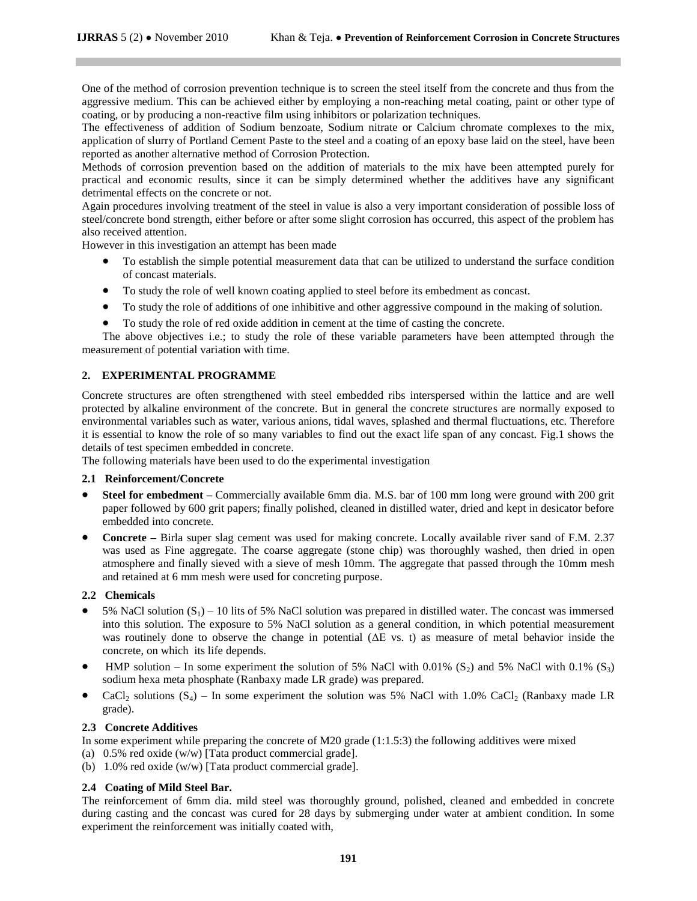One of the method of corrosion prevention technique is to screen the steel itself from the concrete and thus from the aggressive medium. This can be achieved either by employing a non-reaching metal coating, paint or other type of coating, or by producing a non-reactive film using inhibitors or polarization techniques.

The effectiveness of addition of Sodium benzoate, Sodium nitrate or Calcium chromate complexes to the mix, application of slurry of Portland Cement Paste to the steel and a coating of an epoxy base laid on the steel, have been reported as another alternative method of Corrosion Protection.

Methods of corrosion prevention based on the addition of materials to the mix have been attempted purely for practical and economic results, since it can be simply determined whether the additives have any significant detrimental effects on the concrete or not.

Again procedures involving treatment of the steel in value is also a very important consideration of possible loss of steel/concrete bond strength, either before or after some slight corrosion has occurred, this aspect of the problem has also received attention.

However in this investigation an attempt has been made

- To establish the simple potential measurement data that can be utilized to understand the surface condition of concast materials.
- To study the role of well known coating applied to steel before its embedment as concast.
- To study the role of additions of one inhibitive and other aggressive compound in the making of solution.
- To study the role of red oxide addition in cement at the time of casting the concrete.

The above objectives i.e.; to study the role of these variable parameters have been attempted through the measurement of potential variation with time.

## 2. EXPERIMENTAL PROGRAMME

Concrete structures are often strengthened with steel embedded ribs interspersed within the lattice and are well protected by alkaline environment of the concrete. But in general the concrete structures are normally exposed to environmental variables such as water, various anions, tidal waves, splashed and thermal fluctuations, etc. Therefore it is essential to know the role of so many variables to find out the exact life span of any concast. Fig.1 shows the details of test specimen embedded in concrete.

The following materials have been used to do the experimental investigation

### 2.1 Reinforcement/Concrete

- **Steel for embedment –** Commercially available 6mm dia. M.S. bar of 100 mm long were ground with 200 grit paper followed by 600 grit papers; finally polished, cleaned in distilled water, dried and kept in desicator before embedded into concrete.
- **Concrete –** Birla super slag cement was used for making concrete. Locally available river sand of F.M. 2.37 was used as Fine aggregate. The coarse aggregate (stone chip) was thoroughly washed, then dried in open atmosphere and finally sieved with a sieve of mesh 10mm. The aggregate that passed through the 10mm mesh and retained at 6 mm mesh were used for concreting purpose.

### 2.2 Chemicals

- 5% NaCl solution ($S_1$) – 10 lits of 5% NaCl solution was prepared in distilled water. The concast was immersed into this solution. The exposure to 5% NaCl solution as a general condition, in which potential measurement was routinely done to observe the change in potential ($\Delta E$ vs. t) as measure of metal behavior inside the concrete, on which its life depends.
- HMP solution – In some experiment the solution of 5% NaCl with 0.01% ($S_2$) and 5% NaCl with 0.1% ($S_3$) sodium hexa meta phosphate (Ranbaxy made LR grade) was prepared.
- $CaCl_2$ solutions ($S_4$) – In some experiment the solution was 5% NaCl with 1.0% $CaCl_2$ (Ranbaxy made LR grade).

### 2.3 Concrete Additives

In some experiment while preparing the concrete of M20 grade (1:1.5:3) the following additives were mixed

(a) 0.5% red oxide (w/w) [Tata product commercial grade].

(b) 1.0% red oxide (w/w) [Tata product commercial grade].

### 2.4 Coating of Mild Steel Bar.

The reinforcement of 6mm dia. mild steel was thoroughly ground, polished, cleaned and embedded in concrete during casting and the concast was cured for 28 days by submerging under water at ambient condition. In some experiment the reinforcement was initially coated with,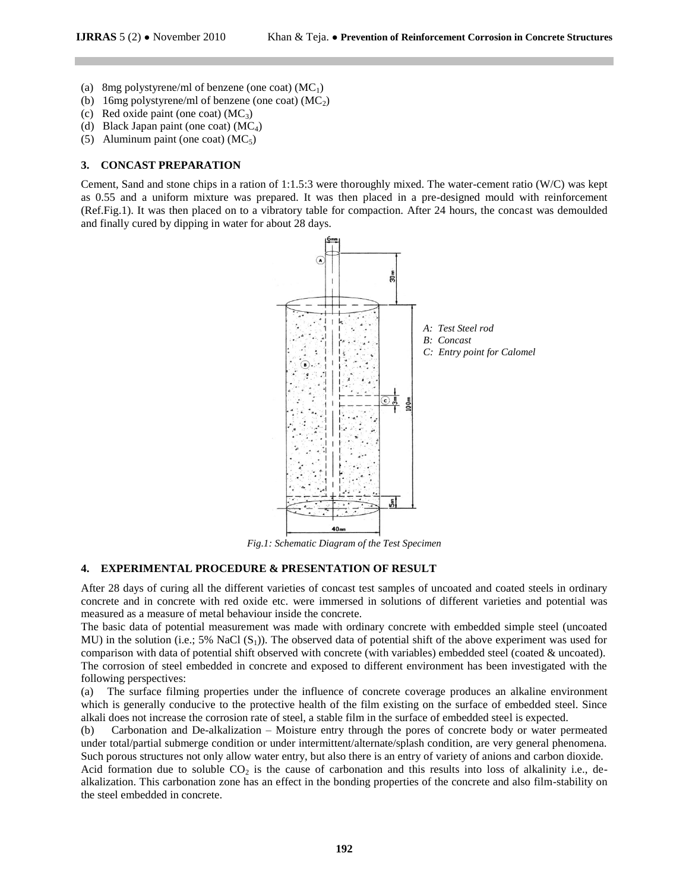(a) 8mg polystyrene/ml of benzene (one coat) ($MC_1$)
(b) 16mg polystyrene/ml of benzene (one coat) ($MC_2$)
(c) Red oxide paint (one coat) ($MC_3$)
(d) Black Japan paint (one coat) ($MC_4$)
(5) Aluminum paint (one coat) ($MC_5$)

## 3. CONCAST PREPARATION

Cement, Sand and stone chips in a ration of 1:1.5:3 were thoroughly mixed. The water-cement ratio (W/C) was kept as 0.55 and a uniform mixture was prepared. It was then placed in a pre-designed mould with reinforcement (Ref.Fig.1). It was then placed on to a vibratory table for compaction. After 24 hours, the concast was demoulded and finally cured by dipping in water for about 28 days.

*A: Test Steel rod*
*B: Concast*
*C: Entry point for Calomel*

*Fig.1: Schematic Diagram of the Test Specimen*

## 4. EXPERIMENTAL PROCEDURE & PRESENTATION OF RESULT

After 28 days of curing all the different varieties of concast test samples of uncoated and coated steels in ordinary concrete and in concrete with red oxide etc. were immersed in solutions of different varieties and potential was measured as a measure of metal behaviour inside the concrete.

The basic data of potential measurement was made with ordinary concrete with embedded simple steel (uncoated MU) in the solution (i.e.; 5% NaCl ($S_1$)). The observed data of potential shift of the above experiment was used for comparison with data of potential shift observed with concrete (with variables) embedded steel (coated & uncoated).

The corrosion of steel embedded in concrete and exposed to different environment has been investigated with the following perspectives:

(a) The surface filming properties under the influence of concrete coverage produces an alkaline environment which is generally conducive to the protective health of the film existing on the surface of embedded steel. Since alkali does not increase the corrosion rate of steel, a stable film in the surface of embedded steel is expected.

(b) Carbonation and De-alkalization – Moisture entry through the pores of concrete body or water permeated under total/partial submerge condition or under intermittent/alternate/splash condition, are very general phenomena. Such porous structures not only allow water entry, but also there is an entry of variety of anions and carbon dioxide.

Acid formation due to soluble $CO_2$ is the cause of carbonation and this results into loss of alkalinity i.e., de-alkalization. This carbonation zone has an effect in the bonding properties of the concrete and also film-stability on the steel embedded in concrete.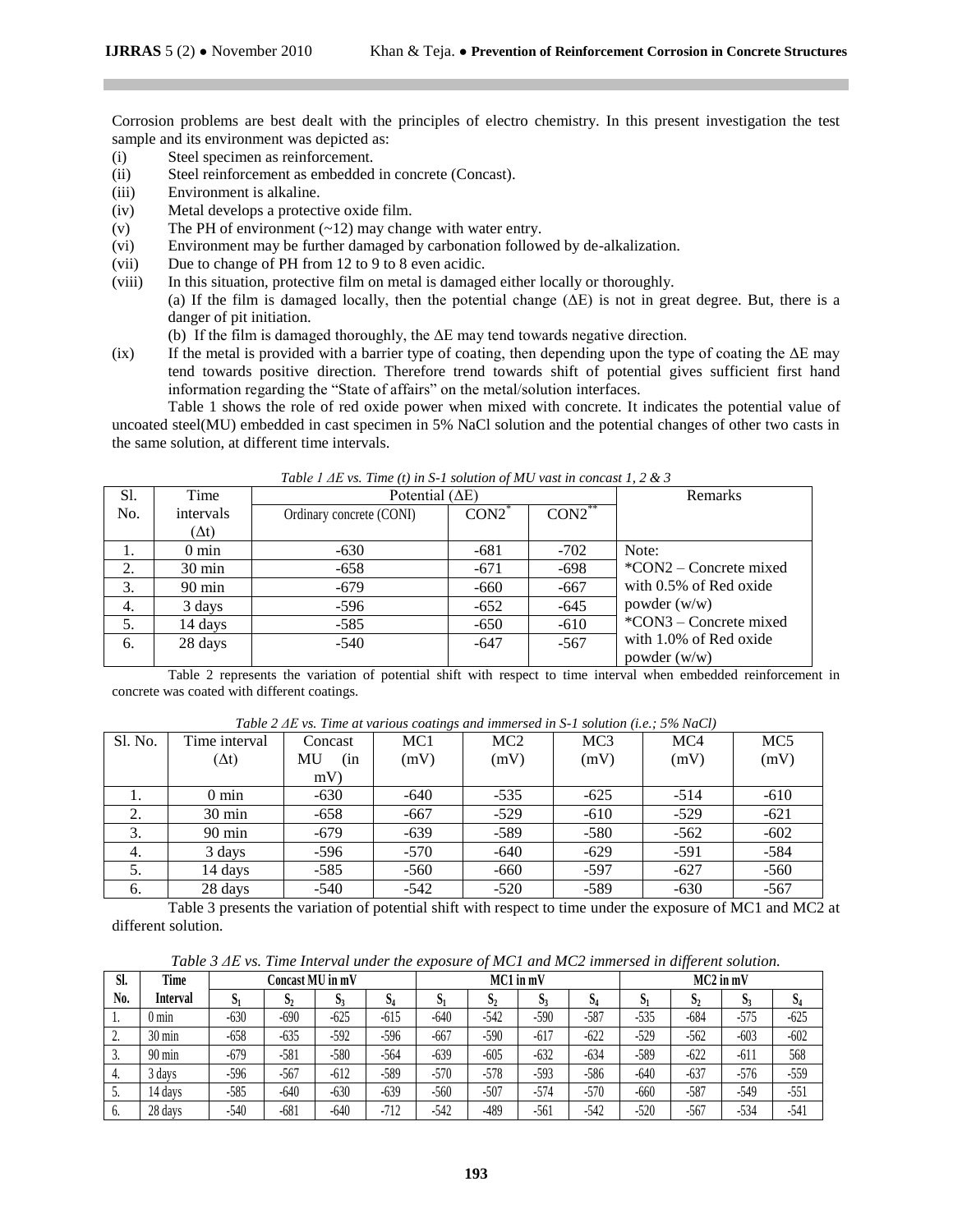Corrosion problems are best dealt with the principles of electro chemistry. In this present investigation the test sample and its environment was depicted as:

(i) Steel specimen as reinforcement.
(ii) Steel reinforcement as embedded in concrete (Concast).
(iii) Environment is alkaline.
(iv) Metal develops a protective oxide film.
(v) The PH of environment (~12) may change with water entry.
(vi) Environment may be further damaged by carbonation followed by de-alkalization.
(vii) Due to change of PH from 12 to 9 to 8 even acidic.
(viii) In this situation, protective film on metal is damaged either locally or thoroughly.
(a) If the film is damaged locally, then the potential change (ΔE) is not in great degree. But, there is a danger of pit initiation.
(b) If the film is damaged thoroughly, the ΔE may tend towards negative direction.
(ix) If the metal is provided with a barrier type of coating, then depending upon the type of coating the ΔE may tend towards positive direction. Therefore trend towards shift of potential gives sufficient first hand information regarding the "State of affairs" on the metal/solution interfaces.

Table 1 shows the role of red oxide power when mixed with concrete. It indicates the potential value of uncoated steel(MU) embedded in cast specimen in 5% NaCl solution and the potential changes of other two casts in the same solution, at different time intervals.

*Table 1 ΔE vs. Time (t) in S-1 solution of MU vast in concast 1, 2 & 3*

| Sl. No. | Time intervals (Δt) | Potential (ΔE) | | | Remarks |
|---|---|---|---|---|---|
| | | Ordinary concrete (CONI) | CON2* | CON2** | |
| 1. | 0 min | -630 | -681 | -702 | Note: |
| 2. | 30 min | -658 | -671 | -698 | *CON2 – Concrete mixed |
| 3. | 90 min | -679 | -660 | -667 | with 0.5% of Red oxide |
| 4. | 3 days | -596 | -652 | -645 | powder (w/w) |
| 5. | 14 days | -585 | -650 | -610 | *CON3 – Concrete mixed |
| 6. | 28 days | -540 | -647 | -567 | with 1.0% of Red oxide powder (w/w) |

Table 2 represents the variation of potential shift with respect to time interval when embedded reinforcement in concrete was coated with different coatings.

*Table 2 ΔE vs. Time at various coatings and immersed in S-1 solution (i.e.; 5% NaCl)*

| Sl. No. | Time interval (Δt) | Concast MU (in mV) | MC1 (mV) | MC2 (mV) | MC3 (mV) | MC4 (mV) | MC5 (mV) |
|---|---|---|---|---|---|---|---|
| 1. | 0 min | -630 | -640 | -535 | -625 | -514 | -610 |
| 2. | 30 min | -658 | -667 | -529 | -610 | -529 | -621 |
| 3. | 90 min | -679 | -639 | -589 | -580 | -562 | -602 |
| 4. | 3 days | -596 | -570 | -640 | -629 | -591 | -584 |
| 5. | 14 days | -585 | -560 | -660 | -597 | -627 | -560 |
| 6. | 28 days | -540 | -542 | -520 | -589 | -630 | -567 |

Table 3 presents the variation of potential shift with respect to time under the exposure of MC1 and MC2 at different solution.

*Table 3 ΔE vs. Time Interval under the exposure of MC1 and MC2 immersed in different solution.*

| Sl. No. | Time Interval | Concast MU in mV | | | | MC1 in mV | | | | MC2 in mV | | | |
|---|---|---|---|---|---|---|---|---|---|---|---|---|---|
| | | $S_1$ | $S_2$ | $S_3$ | $S_4$ | $S_1$ | $S_2$ | $S_3$ | $S_4$ | $S_1$ | $S_2$ | $S_3$ | $S_4$ |
| 1. | 0 min | -630 | -690 | -625 | -615 | -640 | -542 | -590 | -587 | -535 | -684 | -575 | -625 |
| 2. | 30 min | -658 | -635 | -592 | -596 | -667 | -590 | -617 | -622 | -529 | -562 | -603 | -602 |
| 3. | 90 min | -679 | -581 | -580 | -564 | -639 | -605 | -632 | -634 | -589 | -622 | -611 | 568 |
| 4. | 3 days | -596 | -567 | -612 | -589 | -570 | -578 | -593 | -586 | -640 | -637 | -576 | -559 |
| 5. | 14 days | -585 | -640 | -630 | -639 | -560 | -507 | -574 | -570 | -660 | -587 | -549 | -551 |
| 6. | 28 days | -540 | -681 | -640 | -712 | -542 | -489 | -561 | -542 | -520 | -567 | -534 | -541 |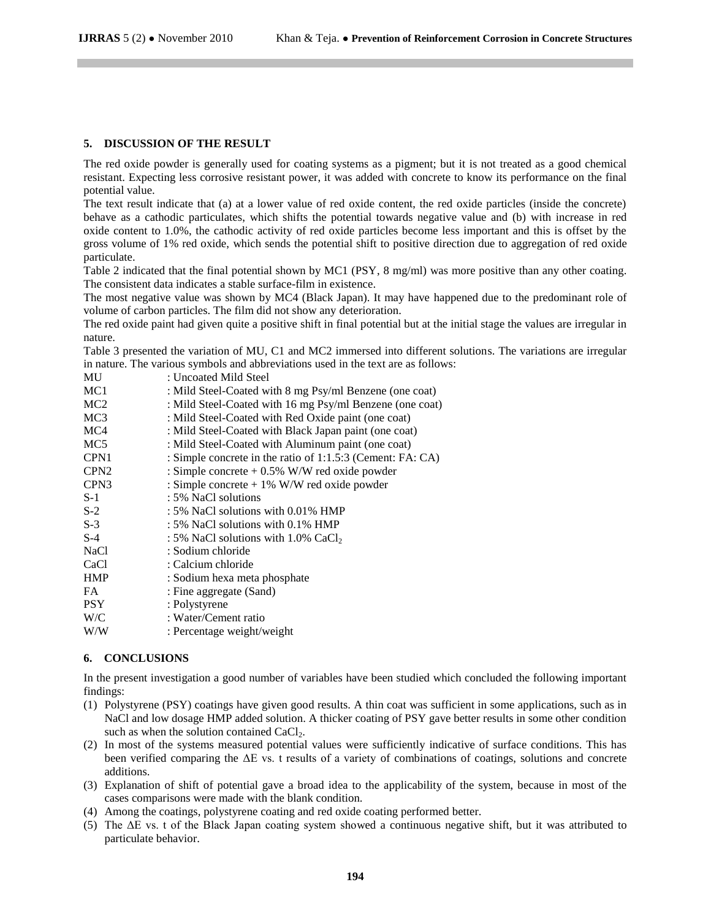## 5. DISCUSSION OF THE RESULT

The red oxide powder is generally used for coating systems as a pigment; but it is not treated as a good chemical resistant. Expecting less corrosive resistant power, it was added with concrete to know its performance on the final potential value.

The text result indicate that (a) at a lower value of red oxide content, the red oxide particles (inside the concrete) behave as a cathodic particulates, which shifts the potential towards negative value and (b) with increase in red oxide content to 1.0%, the cathodic activity of red oxide particles become less important and this is offset by the gross volume of 1% red oxide, which sends the potential shift to positive direction due to aggregation of red oxide particulate.

Table 2 indicated that the final potential shown by MC1 (PSY, 8 mg/ml) was more positive than any other coating. The consistent data indicates a stable surface-film in existence.

The most negative value was shown by MC4 (Black Japan). It may have happened due to the predominant role of volume of carbon particles. The film did not show any deterioration.

The red oxide paint had given quite a positive shift in final potential but at the initial stage the values are irregular in nature.

Table 3 presented the variation of MU, C1 and MC2 immersed into different solutions. The variations are irregular in nature. The various symbols and abbreviations used in the text are as follows:

| | |
|---|---|
| MU | : Uncoated Mild Steel |
| MC1 | : Mild Steel-Coated with 8 mg Psy/ml Benzene (one coat) |
| MC2 | : Mild Steel-Coated with 16 mg Psy/ml Benzene (one coat) |
| MC3 | : Mild Steel-Coated with Red Oxide paint (one coat) |
| MC4 | : Mild Steel-Coated with Black Japan paint (one coat) |
| MC5 | : Mild Steel-Coated with Aluminum paint (one coat) |
| CPN1 | : Simple concrete in the ratio of 1:1.5:3 (Cement: FA: CA) |
| CPN2 | : Simple concrete + 0.5% W/W red oxide powder |
| CPN3 | : Simple concrete + 1% W/W red oxide powder |
| S-1 | : 5% NaCl solutions |
| S-2 | : 5% NaCl solutions with 0.01% HMP |
| S-3 | : 5% NaCl solutions with 0.1% HMP |
| S-4 | : 5% NaCl solutions with 1.0% $CaCl_2$ |
| NaCl | : Sodium chloride |
| CaCl | : Calcium chloride |
| HMP | : Sodium hexa meta phosphate |
| FA | : Fine aggregate (Sand) |
| PSY | : Polystyrene |
| W/C | : Water/Cement ratio |
| W/W | : Percentage weight/weight |

## 6. CONCLUSIONS

In the present investigation a good number of variables have been studied which concluded the following important findings:

(1) Polystyrene (PSY) coatings have given good results. A thin coat was sufficient in some applications, such as in NaCl and low dosage HMP added solution. A thicker coating of PSY gave better results in some other condition such as when the solution contained $CaCl_2$.

(2) In most of the systems measured potential values were sufficiently indicative of surface conditions. This has been verified comparing the $\Delta E$ vs. t results of a variety of combinations of coatings, solutions and concrete additions.

(3) Explanation of shift of potential gave a broad idea to the applicability of the system, because in most of the cases comparisons were made with the blank condition.

(4) Among the coatings, polystyrene coating and red oxide coating performed better.

(5) The $\Delta E$ vs. t of the Black Japan coating system showed a continuous negative shift, but it was attributed to particulate behavior.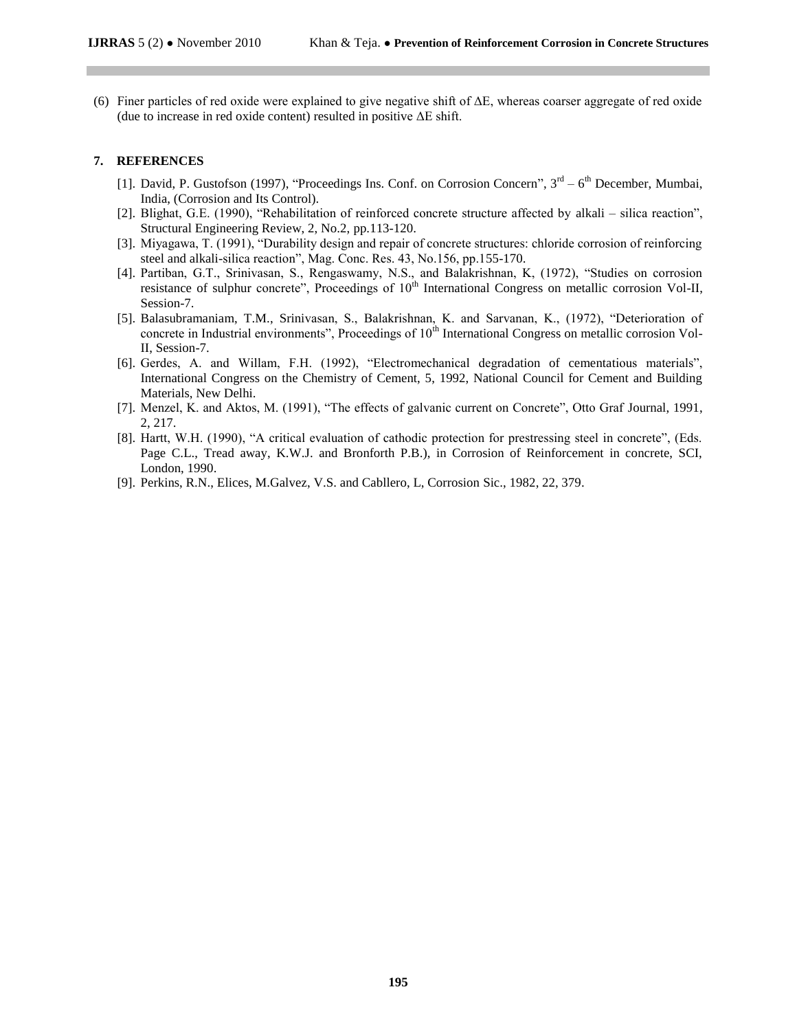(6) Finer particles of red oxide were explained to give negative shift of ΔE, whereas coarser aggregate of red oxide (due to increase in red oxide content) resulted in positive ΔE shift.

## 7. REFERENCES

[1]. David, P. Gustofson (1997), "Proceedings Ins. Conf. on Corrosion Concern", 3rd – 6th December, Mumbai, India, (Corrosion and Its Control).

[2]. Blighat, G.E. (1990), "Rehabilitation of reinforced concrete structure affected by alkali – silica reaction", Structural Engineering Review, 2, No.2, pp.113-120.

[3]. Miyagawa, T. (1991), "Durability design and repair of concrete structures: chloride corrosion of reinforcing steel and alkali-silica reaction", Mag. Conc. Res. 43, No.156, pp.155-170.

[4]. Partiban, G.T., Srinivasan, S., Rengaswamy, N.S., and Balakrishnan, K, (1972), "Studies on corrosion resistance of sulphur concrete", Proceedings of 10th International Congress on metallic corrosion Vol-II, Session-7.

[5]. Balasubramaniam, T.M., Srinivasan, S., Balakrishnan, K. and Sarvanan, K., (1972), "Deterioration of concrete in Industrial environments", Proceedings of 10th International Congress on metallic corrosion Vol-II, Session-7.

[6]. Gerdes, A. and Willam, F.H. (1992), "Electromechanical degradation of cementatious materials", International Congress on the Chemistry of Cement, 5, 1992, National Council for Cement and Building Materials, New Delhi.

[7]. Menzel, K. and Aktos, M. (1991), "The effects of galvanic current on Concrete", Otto Graf Journal, 1991, 2, 217.

[8]. Hartt, W.H. (1990), "A critical evaluation of cathodic protection for prestressing steel in concrete", (Eds. Page C.L., Tread away, K.W.J. and Bronforth P.B.), in Corrosion of Reinforcement in concrete, SCI, London, 1990.

[9]. Perkins, R.N., Elices, M.Galvez, V.S. and Cabllero, L, Corrosion Sic., 1982, 22, 379.